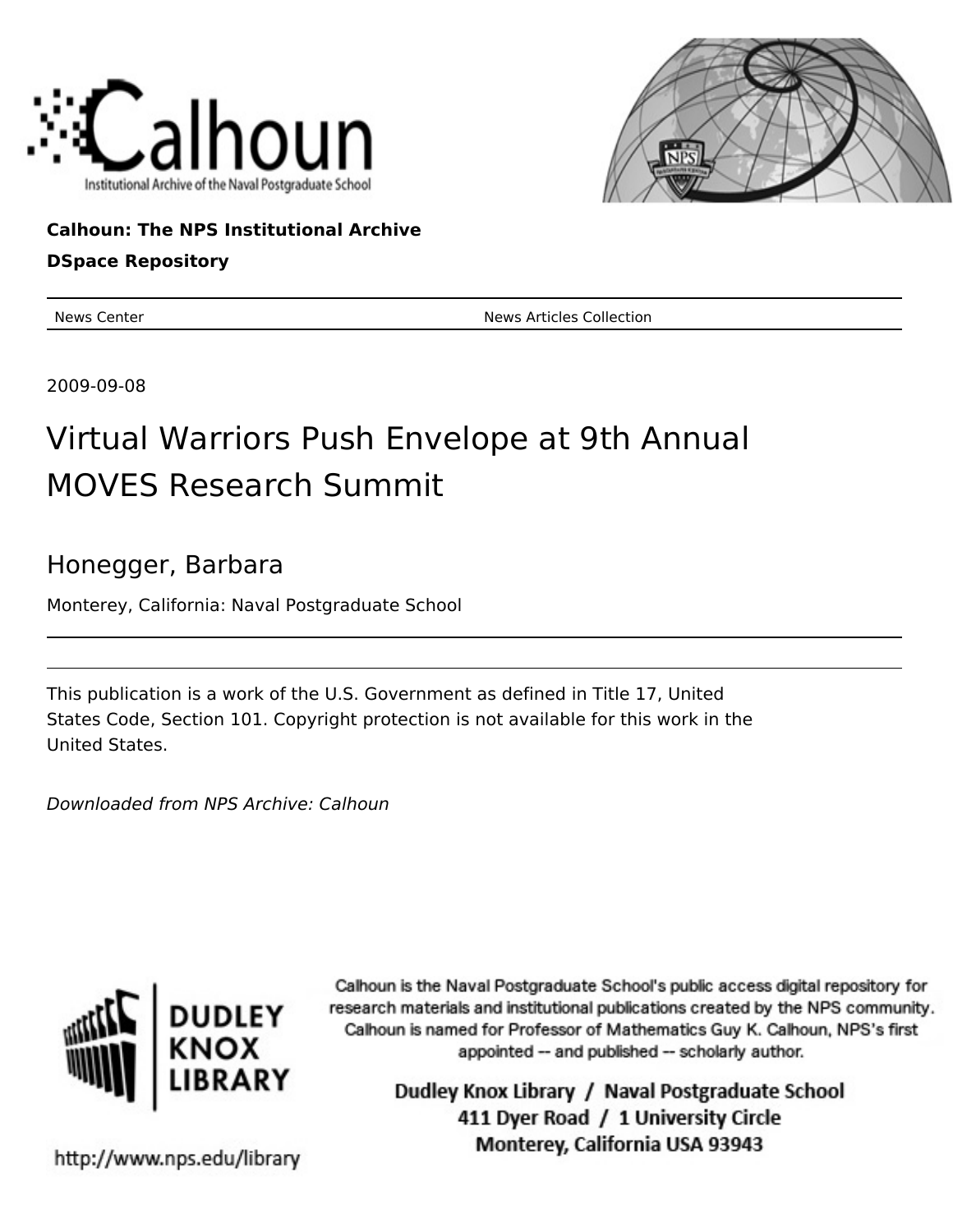Calhoun: The NPS Institutional Archive

DSpace Repository

News Center | News Articles Collection

2009-09-08

# Virtual Warriors Push Envelope at 9th Annual MOVES Research Summit

## Honegger, Barbara

Monterey, California: Naval Postgraduate School

---

This publication is a work of the U.S. Government as defined in Title 17, United States Code, Section 101. Copyright protection is not available for this work in the United States.

*Downloaded from NPS Archive: Calhoun*

Calhoun is the Naval Postgraduate School's public access digital repository for research materials and institutional publications created by the NPS community. Calhoun is named for Professor of Mathematics Guy K. Calhoun, NPS's first appointed -- and published -- scholarly author.

Dudley Knox Library / Naval Postgraduate School
411 Dyer Road / 1 University Circle
Monterey, California USA 93943

http://www.nps.edu/library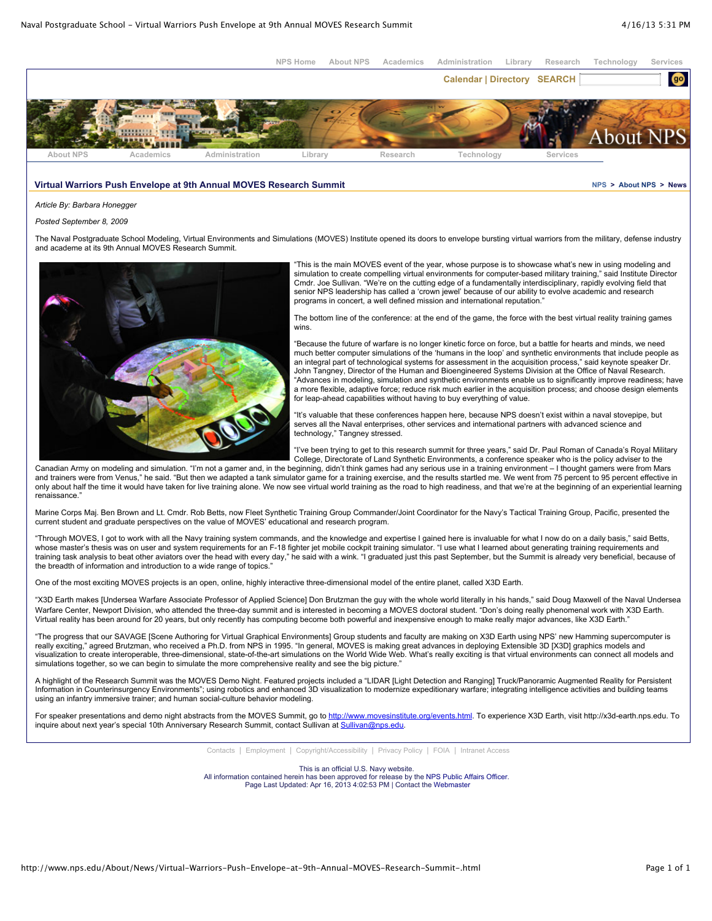NPS Home | About NPS | Academics | Administration | Library | Research | Technology | Services

Calendar | Directory SEARCH

About NPS | Academics | Administration | Library | Research | Technology | Services

## Virtual Warriors Push Envelope at 9th Annual MOVES Research Summit

NPS > About NPS > News

*Article By: Barbara Honegger*

*Posted September 8, 2009*

The Naval Postgraduate School Modeling, Virtual Environments and Simulations (MOVES) Institute opened its doors to envelope bursting virtual warriors from the military, defense industry and academe at its 9th Annual MOVES Research Summit.

"This is the main MOVES event of the year, whose purpose is to showcase what's new in using modeling and simulation to create compelling virtual environments for computer-based military training," said Institute Director Cmdr. Joe Sullivan. "We're on the cutting edge of a fundamentally interdisciplinary, rapidly evolving field that senior NPS leadership has called a 'crown jewel' because of our ability to evolve academic and research programs in concert, a well defined mission and international reputation."

The bottom line of the conference: at the end of the game, the force with the best virtual reality training games wins.

"Because the future of warfare is no longer kinetic force on force, but a battle for hearts and minds, we need much better computer simulations of the 'humans in the loop' and synthetic environments that include people as an integral part of technological systems for assessment in the acquisition process," said keynote speaker Dr. John Tangney, Director of the Human and Bioengineered Systems Division at the Office of Naval Research. "Advances in modeling, simulation and synthetic environments enable us to significantly improve readiness; have a more flexible, adaptive force; reduce risk much earlier in the acquisition process; and choose design elements for leap-ahead capabilities without having to buy everything of value.

"It's valuable that these conferences happen here, because NPS doesn't exist within a naval stovepipe, but serves all the Naval enterprises, other services and international partners with advanced science and technology," Tangney stressed.

"I've been trying to get to this research summit for three years," said Dr. Paul Roman of Canada's Royal Military College, Directorate of Land Synthetic Environments, a conference speaker who is the policy adviser to the Canadian Army on modeling and simulation. "I'm not a gamer and, in the beginning, didn't think games had any serious use in a training environment – I thought gamers were from Mars and trainers were from Venus," he said. "But then we adapted a tank simulator game for a training exercise, and the results startled me. We went from 75 percent to 95 percent effective in only about half the time it would have taken for live training alone. We now see virtual world training as the road to high readiness, and that we're at the beginning of an experiential learning renaissance."

Marine Corps Maj. Ben Brown and Lt. Cmdr. Rob Betts, now Fleet Synthetic Training Group Commander/Joint Coordinator for the Navy's Tactical Training Group, Pacific, presented the current student and graduate perspectives on the value of MOVES' educational and research program.

"Through MOVES, I got to work with all the Navy training system commands, and the knowledge and expertise I gained here is invaluable for what I now do on a daily basis," said Betts, whose master's thesis was on user and system requirements for an F-18 fighter jet mobile cockpit training simulator. "I use what I learned about generating training requirements and training task analysis to beat other aviators over the head with every day," he said with a wink. "I graduated just this past September, but the Summit is already very beneficial, because of the breadth of information and introduction to a wide range of topics."

One of the most exciting MOVES projects is an open, online, highly interactive three-dimensional model of the entire planet, called X3D Earth.

"X3D Earth makes [Undersea Warfare Associate Professor of Applied Science] Don Brutzman the guy with the whole world literally in his hands," said Doug Maxwell of the Naval Undersea Warfare Center, Newport Division, who attended the three-day summit and is interested in becoming a MOVES doctoral student. "Don's doing really phenomenal work with X3D Earth. Virtual reality has been around for 20 years, but only recently has computing become both powerful and inexpensive enough to make really major advances, like X3D Earth."

"The progress that our SAVAGE [Scene Authoring for Virtual Graphical Environments] Group students and faculty are making on X3D Earth using NPS' new Hamming supercomputer is really exciting," agreed Brutzman, who received a Ph.D. from NPS in 1995. "In general, MOVES is making great advances in deploying Extensible 3D [X3D] graphics models and visualization to create interoperable, three-dimensional, state-of-the-art simulations on the World Wide Web. What's really exciting is that virtual environments can connect all models and simulations together, so we can begin to simulate the more comprehensive reality and see the big picture."

A highlight of the Research Summit was the MOVES Demo Night. Featured projects included a "LIDAR [Light Detection and Ranging] Truck/Panoramic Augmented Reality for Persistent Information in Counterinsurgency Environments"; using robotics and enhanced 3D visualization to modernize expeditionary warfare; integrating intelligence activities and building teams using an infantry immersive trainer; and human social-culture behavior modeling.

For speaker presentations and demo night abstracts from the MOVES Summit, go to http://www.movesinstitute.org/events.html. To experience X3D Earth, visit http://x3d-earth.nps.edu. To inquire about next year's special 10th Anniversary Research Summit, contact Sullivan at Sullivan@nps.edu.

Contacts | Employment | Copyright/Accessibility | Privacy Policy | FOIA | Intranet Access

This is an official U.S. Navy website.
All information contained herein has been approved for release by the NPS Public Affairs Officer.
Page Last Updated: Apr 16, 2013 4:02:53 PM | Contact the Webmaster